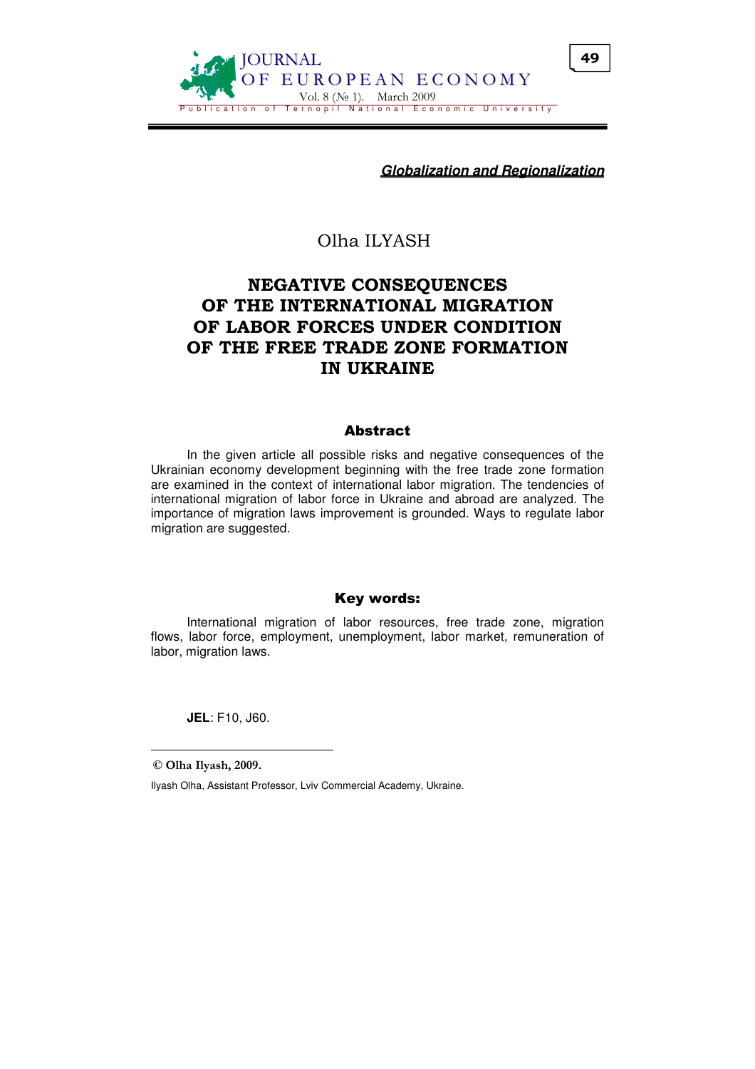***Globalization and Regionalization***

Olha ILYASH

# NEGATIVE CONSEQUENCES OF THE INTERNATIONAL MIGRATION OF LABOR FORCES UNDER CONDITION OF THE FREE TRADE ZONE FORMATION IN UKRAINE

## Abstract

In the given article all possible risks and negative consequences of the Ukrainian economy development beginning with the free trade zone formation are examined in the context of international labor migration. The tendencies of international migration of labor force in Ukraine and abroad are analyzed. The importance of migration laws improvement is grounded. Ways to regulate labor migration are suggested.

## Key words:

International migration of labor resources, free trade zone, migration flows, labor force, employment, unemployment, labor market, remuneration of labor, migration laws.

**JEL**: F10, J60.

---

**© Olha Ilyash, 2009.**

Ilyash Olha, Assistant Professor, Lviv Commercial Academy, Ukraine.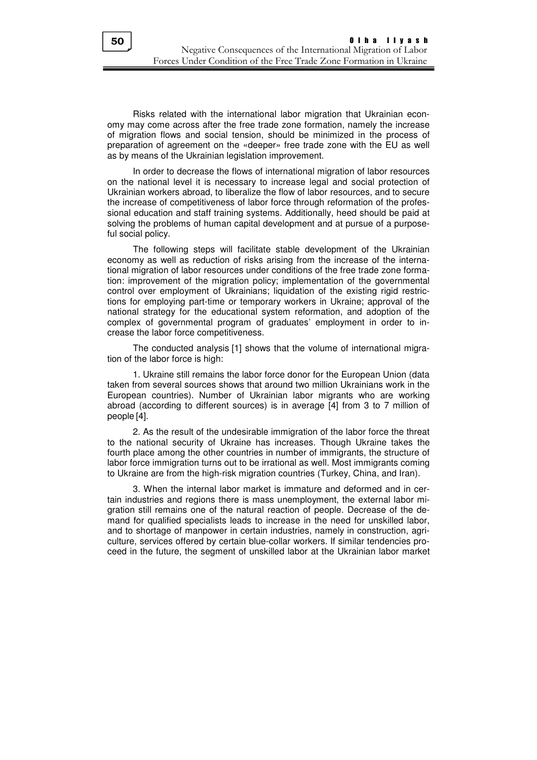Risks related with the international labor migration that Ukrainian economy may come across after the free trade zone formation, namely the increase of migration flows and social tension, should be minimized in the process of preparation of agreement on the «deeper» free trade zone with the EU as well as by means of the Ukrainian legislation improvement.

In order to decrease the flows of international migration of labor resources on the national level it is necessary to increase legal and social protection of Ukrainian workers abroad, to liberalize the flow of labor resources, and to secure the increase of competitiveness of labor force through reformation of the professional education and staff training systems. Additionally, heed should be paid at solving the problems of human capital development and at pursue of a purposeful social policy.

The following steps will facilitate stable development of the Ukrainian economy as well as reduction of risks arising from the increase of the international migration of labor resources under conditions of the free trade zone formation: improvement of the migration policy; implementation of the governmental control over employment of Ukrainians; liquidation of the existing rigid restrictions for employing part-time or temporary workers in Ukraine; approval of the national strategy for the educational system reformation, and adoption of the complex of governmental program of graduates' employment in order to increase the labor force competitiveness.

The conducted analysis [1] shows that the volume of international migration of the labor force is high:

1. Ukraine still remains the labor force donor for the European Union (data taken from several sources shows that around two million Ukrainians work in the European countries). Number of Ukrainian labor migrants who are working abroad (according to different sources) is in average [4] from 3 to 7 million of people [4].

2. As the result of the undesirable immigration of the labor force the threat to the national security of Ukraine has increases. Though Ukraine takes the fourth place among the other countries in number of immigrants, the structure of labor force immigration turns out to be irrational as well. Most immigrants coming to Ukraine are from the high-risk migration countries (Turkey, China, and Iran).

3. When the internal labor market is immature and deformed and in certain industries and regions there is mass unemployment, the external labor migration still remains one of the natural reaction of people. Decrease of the demand for qualified specialists leads to increase in the need for unskilled labor, and to shortage of manpower in certain industries, namely in construction, agriculture, services offered by certain blue-collar workers. If similar tendencies proceed in the future, the segment of unskilled labor at the Ukrainian labor market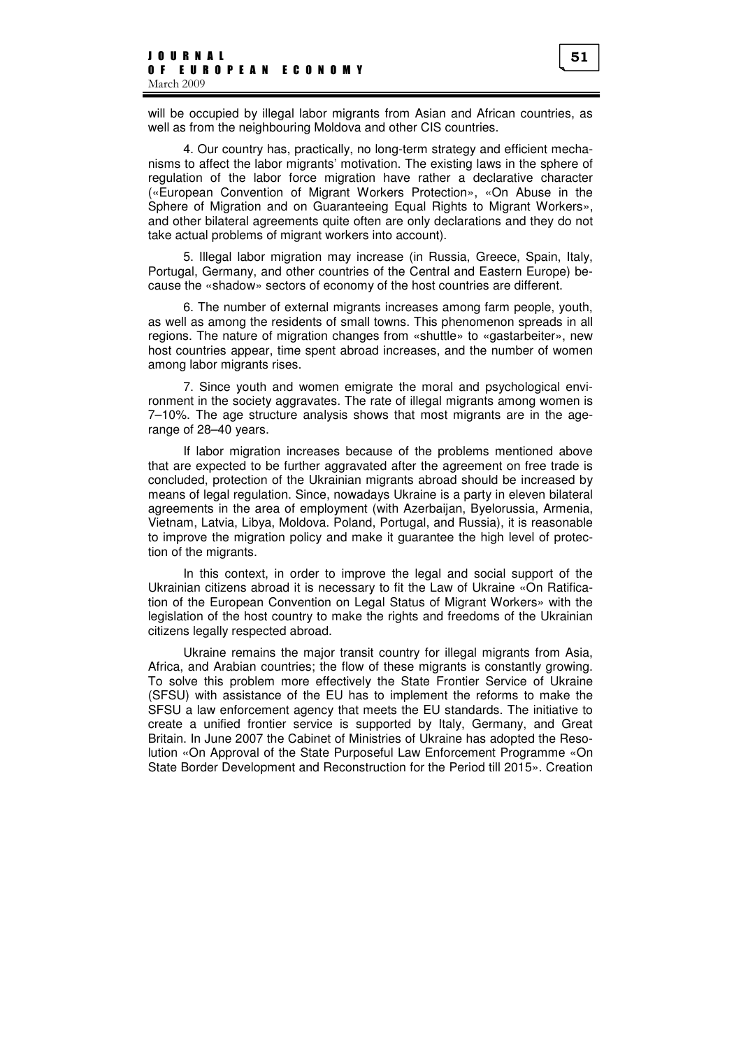will be occupied by illegal labor migrants from Asian and African countries, as well as from the neighbouring Moldova and other CIS countries.

4. Our country has, practically, no long-term strategy and efficient mechanisms to affect the labor migrants' motivation. The existing laws in the sphere of regulation of the labor force migration have rather a declarative character («European Convention of Migrant Workers Protection», «On Abuse in the Sphere of Migration and on Guaranteeing Equal Rights to Migrant Workers», and other bilateral agreements quite often are only declarations and they do not take actual problems of migrant workers into account).

5. Illegal labor migration may increase (in Russia, Greece, Spain, Italy, Portugal, Germany, and other countries of the Central and Eastern Europe) because the «shadow» sectors of economy of the host countries are different.

6. The number of external migrants increases among farm people, youth, as well as among the residents of small towns. This phenomenon spreads in all regions. The nature of migration changes from «shuttle» to «gastarbeiter», new host countries appear, time spent abroad increases, and the number of women among labor migrants rises.

7. Since youth and women emigrate the moral and psychological environment in the society aggravates. The rate of illegal migrants among women is 7–10%. The age structure analysis shows that most migrants are in the age-range of 28–40 years.

If labor migration increases because of the problems mentioned above that are expected to be further aggravated after the agreement on free trade is concluded, protection of the Ukrainian migrants abroad should be increased by means of legal regulation. Since, nowadays Ukraine is a party in eleven bilateral agreements in the area of employment (with Azerbaijan, Byelorussia, Armenia, Vietnam, Latvia, Libya, Moldova. Poland, Portugal, and Russia), it is reasonable to improve the migration policy and make it guarantee the high level of protection of the migrants.

In this context, in order to improve the legal and social support of the Ukrainian citizens abroad it is necessary to fit the Law of Ukraine «On Ratification of the European Convention on Legal Status of Migrant Workers» with the legislation of the host country to make the rights and freedoms of the Ukrainian citizens legally respected abroad.

Ukraine remains the major transit country for illegal migrants from Asia, Africa, and Arabian countries; the flow of these migrants is constantly growing. To solve this problem more effectively the State Frontier Service of Ukraine (SFSU) with assistance of the EU has to implement the reforms to make the SFSU a law enforcement agency that meets the EU standards. The initiative to create a unified frontier service is supported by Italy, Germany, and Great Britain. In June 2007 the Cabinet of Ministries of Ukraine has adopted the Resolution «On Approval of the State Purposeful Law Enforcement Programme «On State Border Development and Reconstruction for the Period till 2015». Creation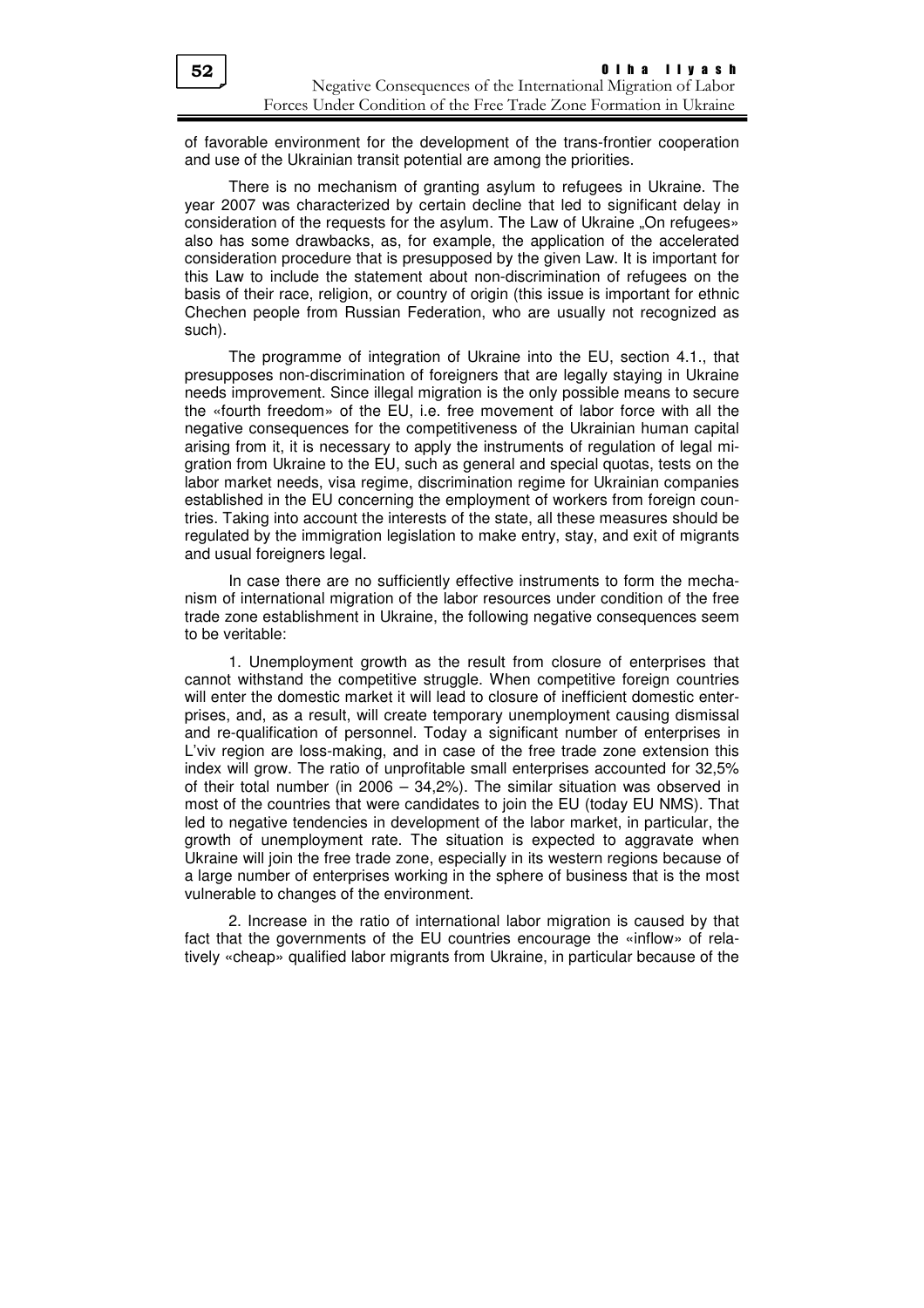of favorable environment for the development of the trans-frontier cooperation and use of the Ukrainian transit potential are among the priorities.

There is no mechanism of granting asylum to refugees in Ukraine. The year 2007 was characterized by certain decline that led to significant delay in consideration of the requests for the asylum. The Law of Ukraine „On refugees» also has some drawbacks, as, for example, the application of the accelerated consideration procedure that is presupposed by the given Law. It is important for this Law to include the statement about non-discrimination of refugees on the basis of their race, religion, or country of origin (this issue is important for ethnic Chechen people from Russian Federation, who are usually not recognized as such).

The programme of integration of Ukraine into the EU, section 4.1., that presupposes non-discrimination of foreigners that are legally staying in Ukraine needs improvement. Since illegal migration is the only possible means to secure the «fourth freedom» of the EU, i.e. free movement of labor force with all the negative consequences for the competitiveness of the Ukrainian human capital arising from it, it is necessary to apply the instruments of regulation of legal migration from Ukraine to the EU, such as general and special quotas, tests on the labor market needs, visa regime, discrimination regime for Ukrainian companies established in the EU concerning the employment of workers from foreign countries. Taking into account the interests of the state, all these measures should be regulated by the immigration legislation to make entry, stay, and exit of migrants and usual foreigners legal.

In case there are no sufficiently effective instruments to form the mechanism of international migration of the labor resources under condition of the free trade zone establishment in Ukraine, the following negative consequences seem to be veritable:

1. Unemployment growth as the result from closure of enterprises that cannot withstand the competitive struggle. When competitive foreign countries will enter the domestic market it will lead to closure of inefficient domestic enterprises, and, as a result, will create temporary unemployment causing dismissal and re-qualification of personnel. Today a significant number of enterprises in L'viv region are loss-making, and in case of the free trade zone extension this index will grow. The ratio of unprofitable small enterprises accounted for 32,5% of their total number (in 2006 – 34,2%). The similar situation was observed in most of the countries that were candidates to join the EU (today EU NMS). That led to negative tendencies in development of the labor market, in particular, the growth of unemployment rate. The situation is expected to aggravate when Ukraine will join the free trade zone, especially in its western regions because of a large number of enterprises working in the sphere of business that is the most vulnerable to changes of the environment.

2. Increase in the ratio of international labor migration is caused by that fact that the governments of the EU countries encourage the «inflow» of relatively «cheap» qualified labor migrants from Ukraine, in particular because of the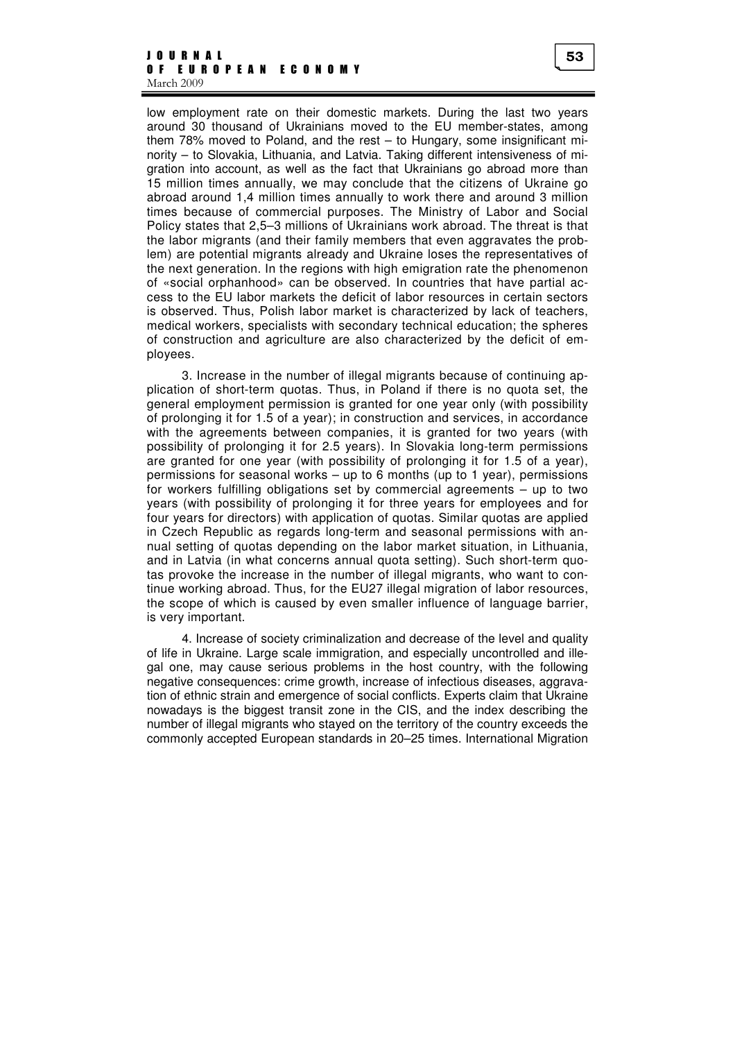low employment rate on their domestic markets. During the last two years around 30 thousand of Ukrainians moved to the EU member-states, among them 78% moved to Poland, and the rest – to Hungary, some insignificant minority – to Slovakia, Lithuania, and Latvia. Taking different intensiveness of migration into account, as well as the fact that Ukrainians go abroad more than 15 million times annually, we may conclude that the citizens of Ukraine go abroad around 1,4 million times annually to work there and around 3 million times because of commercial purposes. The Ministry of Labor and Social Policy states that 2,5–3 millions of Ukrainians work abroad. The threat is that the labor migrants (and their family members that even aggravates the problem) are potential migrants already and Ukraine loses the representatives of the next generation. In the regions with high emigration rate the phenomenon of «social orphanhood» can be observed. In countries that have partial access to the EU labor markets the deficit of labor resources in certain sectors is observed. Thus, Polish labor market is characterized by lack of teachers, medical workers, specialists with secondary technical education; the spheres of construction and agriculture are also characterized by the deficit of employees.

3. Increase in the number of illegal migrants because of continuing application of short-term quotas. Thus, in Poland if there is no quota set, the general employment permission is granted for one year only (with possibility of prolonging it for 1.5 of a year); in construction and services, in accordance with the agreements between companies, it is granted for two years (with possibility of prolonging it for 2.5 years). In Slovakia long-term permissions are granted for one year (with possibility of prolonging it for 1.5 of a year), permissions for seasonal works – up to 6 months (up to 1 year), permissions for workers fulfilling obligations set by commercial agreements – up to two years (with possibility of prolonging it for three years for employees and for four years for directors) with application of quotas. Similar quotas are applied in Czech Republic as regards long-term and seasonal permissions with annual setting of quotas depending on the labor market situation, in Lithuania, and in Latvia (in what concerns annual quota setting). Such short-term quotas provoke the increase in the number of illegal migrants, who want to continue working abroad. Thus, for the EU27 illegal migration of labor resources, the scope of which is caused by even smaller influence of language barrier, is very important.

4. Increase of society criminalization and decrease of the level and quality of life in Ukraine. Large scale immigration, and especially uncontrolled and illegal one, may cause serious problems in the host country, with the following negative consequences: crime growth, increase of infectious diseases, aggravation of ethnic strain and emergence of social conflicts. Experts claim that Ukraine nowadays is the biggest transit zone in the CIS, and the index describing the number of illegal migrants who stayed on the territory of the country exceeds the commonly accepted European standards in 20–25 times. International Migration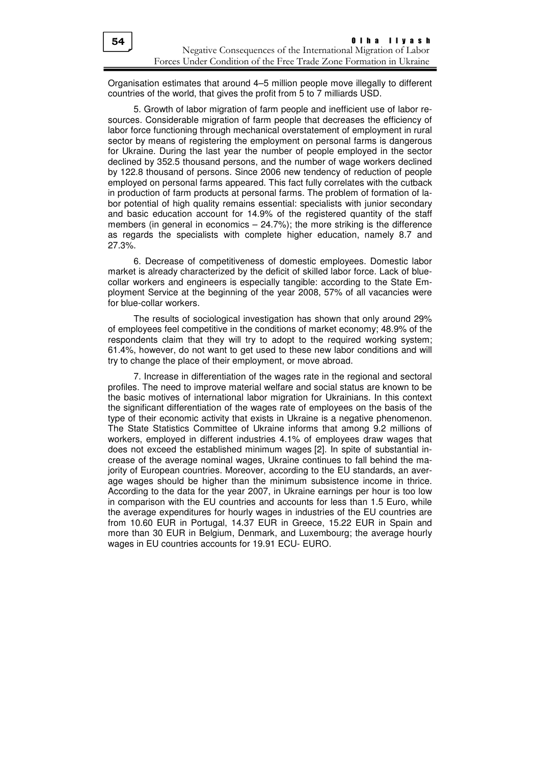Organisation estimates that around 4–5 million people move illegally to different countries of the world, that gives the profit from 5 to 7 milliards USD.

5. Growth of labor migration of farm people and inefficient use of labor resources. Considerable migration of farm people that decreases the efficiency of labor force functioning through mechanical overstatement of employment in rural sector by means of registering the employment on personal farms is dangerous for Ukraine. During the last year the number of people employed in the sector declined by 352.5 thousand persons, and the number of wage workers declined by 122.8 thousand of persons. Since 2006 new tendency of reduction of people employed on personal farms appeared. This fact fully correlates with the cutback in production of farm products at personal farms. The problem of formation of labor potential of high quality remains essential: specialists with junior secondary and basic education account for 14.9% of the registered quantity of the staff members (in general in economics – 24.7%); the more striking is the difference as regards the specialists with complete higher education, namely 8.7 and 27.3%.

6. Decrease of competitiveness of domestic employees. Domestic labor market is already characterized by the deficit of skilled labor force. Lack of blue-collar workers and engineers is especially tangible: according to the State Employment Service at the beginning of the year 2008, 57% of all vacancies were for blue-collar workers.

The results of sociological investigation has shown that only around 29% of employees feel competitive in the conditions of market economy; 48.9% of the respondents claim that they will try to adopt to the required working system; 61.4%, however, do not want to get used to these new labor conditions and will try to change the place of their employment, or move abroad.

7. Increase in differentiation of the wages rate in the regional and sectoral profiles. The need to improve material welfare and social status are known to be the basic motives of international labor migration for Ukrainians. In this context the significant differentiation of the wages rate of employees on the basis of the type of their economic activity that exists in Ukraine is a negative phenomenon. The State Statistics Committee of Ukraine informs that among 9.2 millions of workers, employed in different industries 4.1% of employees draw wages that does not exceed the established minimum wages [2]. In spite of substantial increase of the average nominal wages, Ukraine continues to fall behind the majority of European countries. Moreover, according to the EU standards, an average wages should be higher than the minimum subsistence income in thrice. According to the data for the year 2007, in Ukraine earnings per hour is too low in comparison with the EU countries and accounts for less than 1.5 Euro, while the average expenditures for hourly wages in industries of the EU countries are from 10.60 EUR in Portugal, 14.37 EUR in Greece, 15.22 EUR in Spain and more than 30 EUR in Belgium, Denmark, and Luxembourg; the average hourly wages in EU countries accounts for 19.91 ECU- EURO.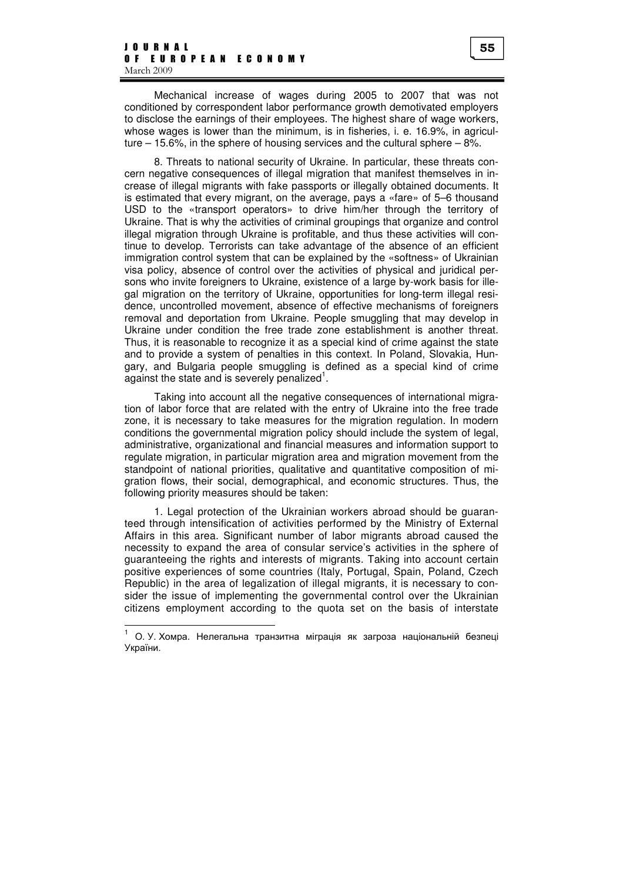Mechanical increase of wages during 2005 to 2007 that was not conditioned by correspondent labor performance growth demotivated employers to disclose the earnings of their employees. The highest share of wage workers, whose wages is lower than the minimum, is in fisheries, i. e. 16.9%, in agriculture – 15.6%, in the sphere of housing services and the cultural sphere – 8%.

8. Threats to national security of Ukraine. In particular, these threats concern negative consequences of illegal migration that manifest themselves in increase of illegal migrants with fake passports or illegally obtained documents. It is estimated that every migrant, on the average, pays a «fare» of 5–6 thousand USD to the «transport operators» to drive him/her through the territory of Ukraine. That is why the activities of criminal groupings that organize and control illegal migration through Ukraine is profitable, and thus these activities will continue to develop. Terrorists can take advantage of the absence of an efficient immigration control system that can be explained by the «softness» of Ukrainian visa policy, absence of control over the activities of physical and juridical persons who invite foreigners to Ukraine, existence of a large by-work basis for illegal migration on the territory of Ukraine, opportunities for long-term illegal residence, uncontrolled movement, absence of effective mechanisms of foreigners removal and deportation from Ukraine. People smuggling that may develop in Ukraine under condition the free trade zone establishment is another threat. Thus, it is reasonable to recognize it as a special kind of crime against the state and to provide a system of penalties in this context. In Poland, Slovakia, Hungary, and Bulgaria people smuggling is defined as a special kind of crime against the state and is severely penalized[1].

Taking into account all the negative consequences of international migration of labor force that are related with the entry of Ukraine into the free trade zone, it is necessary to take measures for the migration regulation. In modern conditions the governmental migration policy should include the system of legal, administrative, organizational and financial measures and information support to regulate migration, in particular migration area and migration movement from the standpoint of national priorities, qualitative and quantitative composition of migration flows, their social, demographical, and economic structures. Thus, the following priority measures should be taken:

1. Legal protection of the Ukrainian workers abroad should be guaranteed through intensification of activities performed by the Ministry of External Affairs in this area. Significant number of labor migrants abroad caused the necessity to expand the area of consular service's activities in the sphere of guaranteeing the rights and interests of migrants. Taking into account certain positive experiences of some countries (Italy, Portugal, Spain, Poland, Czech Republic) in the area of legalization of illegal migrants, it is necessary to consider the issue of implementing the governmental control over the Ukrainian citizens employment according to the quota set on the basis of interstate

---

[1] О. У. Хомра. Нелегальна транзитна міграція як загроза національній безпеці України.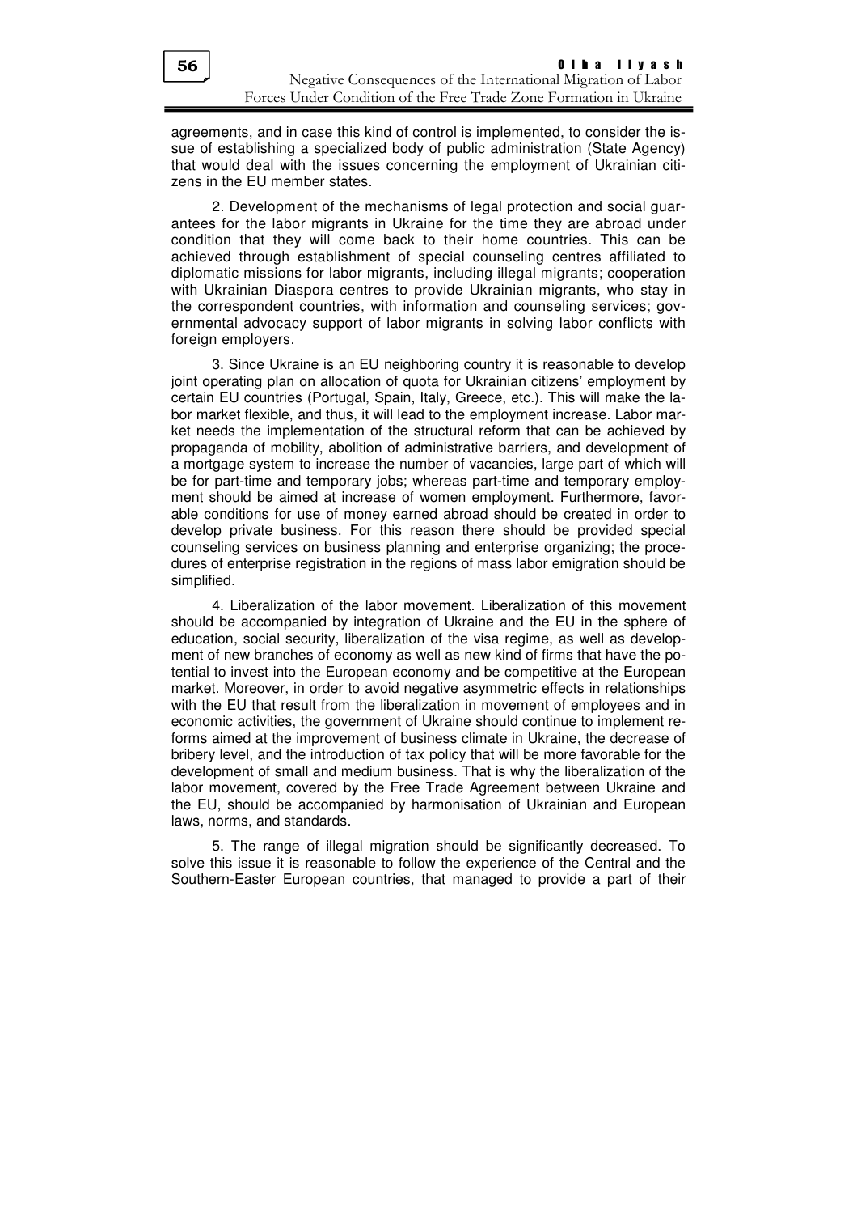agreements, and in case this kind of control is implemented, to consider the issue of establishing a specialized body of public administration (State Agency) that would deal with the issues concerning the employment of Ukrainian citizens in the EU member states.

2. Development of the mechanisms of legal protection and social guarantees for the labor migrants in Ukraine for the time they are abroad under condition that they will come back to their home countries. This can be achieved through establishment of special counseling centres affiliated to diplomatic missions for labor migrants, including illegal migrants; cooperation with Ukrainian Diaspora centres to provide Ukrainian migrants, who stay in the correspondent countries, with information and counseling services; governmental advocacy support of labor migrants in solving labor conflicts with foreign employers.

3. Since Ukraine is an EU neighboring country it is reasonable to develop joint operating plan on allocation of quota for Ukrainian citizens' employment by certain EU countries (Portugal, Spain, Italy, Greece, etc.). This will make the labor market flexible, and thus, it will lead to the employment increase. Labor market needs the implementation of the structural reform that can be achieved by propaganda of mobility, abolition of administrative barriers, and development of a mortgage system to increase the number of vacancies, large part of which will be for part-time and temporary jobs; whereas part-time and temporary employment should be aimed at increase of women employment. Furthermore, favorable conditions for use of money earned abroad should be created in order to develop private business. For this reason there should be provided special counseling services on business planning and enterprise organizing; the procedures of enterprise registration in the regions of mass labor emigration should be simplified.

4. Liberalization of the labor movement. Liberalization of this movement should be accompanied by integration of Ukraine and the EU in the sphere of education, social security, liberalization of the visa regime, as well as development of new branches of economy as well as new kind of firms that have the potential to invest into the European economy and be competitive at the European market. Moreover, in order to avoid negative asymmetric effects in relationships with the EU that result from the liberalization in movement of employees and in economic activities, the government of Ukraine should continue to implement reforms aimed at the improvement of business climate in Ukraine, the decrease of bribery level, and the introduction of tax policy that will be more favorable for the development of small and medium business. That is why the liberalization of the labor movement, covered by the Free Trade Agreement between Ukraine and the EU, should be accompanied by harmonisation of Ukrainian and European laws, norms, and standards.

5. The range of illegal migration should be significantly decreased. To solve this issue it is reasonable to follow the experience of the Central and the Southern-Easter European countries, that managed to provide a part of their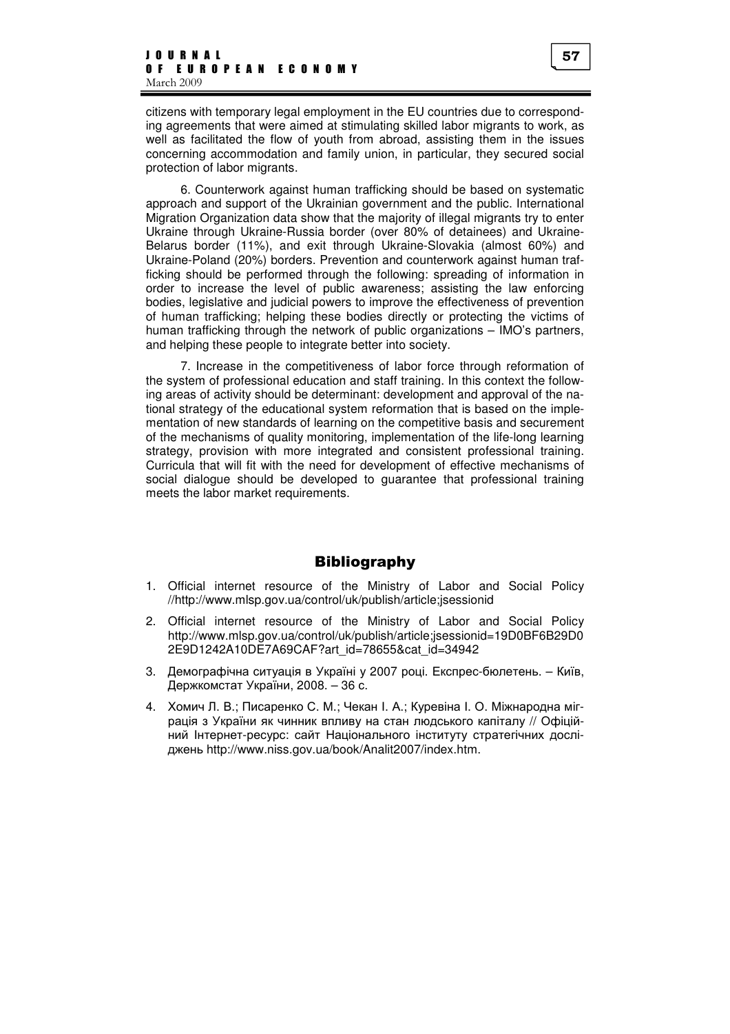citizens with temporary legal employment in the EU countries due to corresponding agreements that were aimed at stimulating skilled labor migrants to work, as well as facilitated the flow of youth from abroad, assisting them in the issues concerning accommodation and family union, in particular, they secured social protection of labor migrants.

6. Counterwork against human trafficking should be based on systematic approach and support of the Ukrainian government and the public. International Migration Organization data show that the majority of illegal migrants try to enter Ukraine through Ukraine-Russia border (over 80% of detainees) and Ukraine-Belarus border (11%), and exit through Ukraine-Slovakia (almost 60%) and Ukraine-Poland (20%) borders. Prevention and counterwork against human trafficking should be performed through the following: spreading of information in order to increase the level of public awareness; assisting the law enforcing bodies, legislative and judicial powers to improve the effectiveness of prevention of human trafficking; helping these bodies directly or protecting the victims of human trafficking through the network of public organizations – IMO's partners, and helping these people to integrate better into society.

7. Increase in the competitiveness of labor force through reformation of the system of professional education and staff training. In this context the following areas of activity should be determinant: development and approval of the national strategy of the educational system reformation that is based on the implementation of new standards of learning on the competitive basis and securement of the mechanisms of quality monitoring, implementation of the life-long learning strategy, provision with more integrated and consistent professional training. Curricula that will fit with the need for development of effective mechanisms of social dialogue should be developed to guarantee that professional training meets the labor market requirements.

## Bibliography

1. Official internet resource of the Ministry of Labor and Social Policy //http://www.mlsp.gov.ua/control/uk/publish/article;jsessionid
2. Official internet resource of the Ministry of Labor and Social Policy http://www.mlsp.gov.ua/control/uk/publish/article;jsessionid=19D0BF6B29D02E9D1242A10DE7A69CAF?art_id=78655&cat_id=34942
3. Демографічна ситуація в Україні у 2007 році. Експрес-бюлетень. – Київ, Держкомстат України, 2008. – 36 с.
4. Хомич Л. В.; Писаренко С. М.; Чекан І. А.; Куревіна І. О. Міжнародна міграція з України як чинник впливу на стан людського капіталу // Офіційний Інтернет-ресурс: сайт Національного інституту стратегічних досліджень http://www.niss.gov.ua/book/Analit2007/index.htm.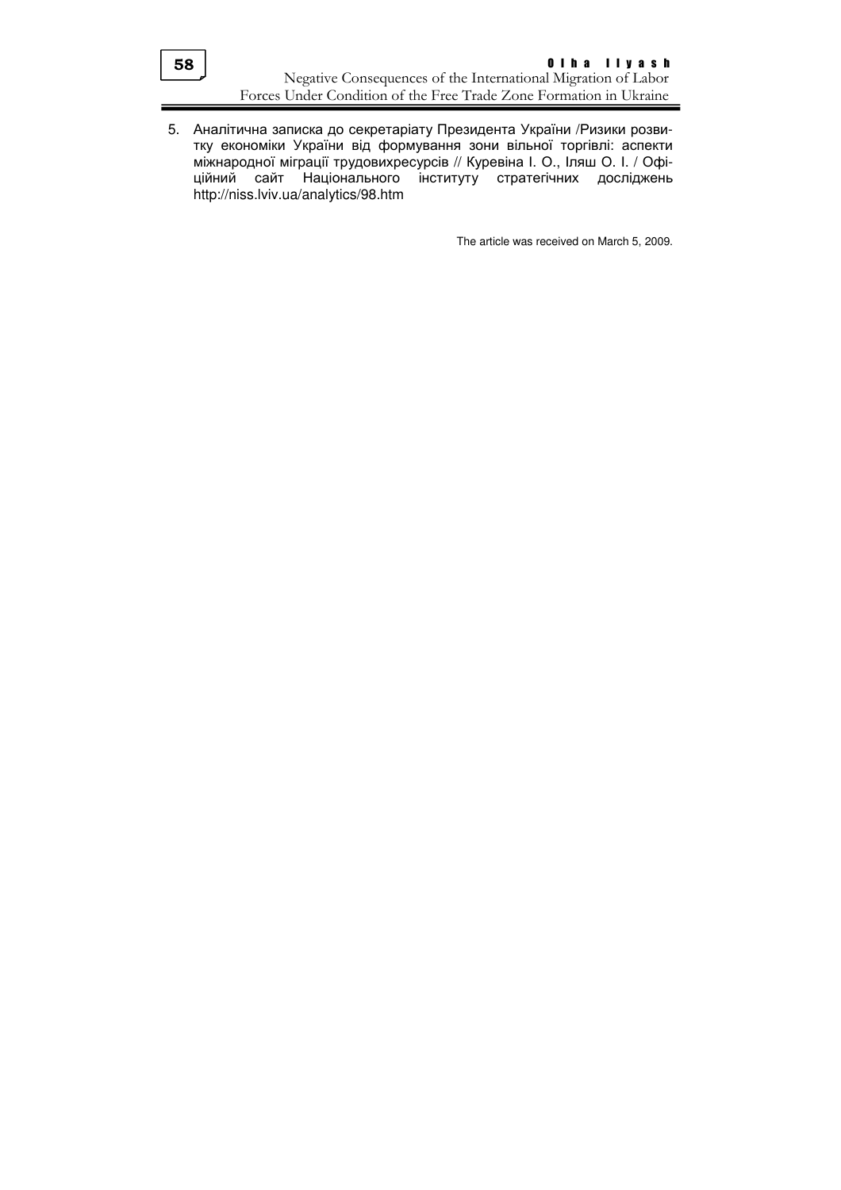5. Аналітична записка до секретаріату Президента України /Ризики розвитку економіки України від формування зони вільної торгівлі: аспекти міжнародної міграції трудовихресурсів // Куревіна І. О., Іляш О. І. / Офіційний сайт Національного інституту стратегічних досліджень http://niss.lviv.ua/analytics/98.htm

The article was received on March 5, 2009.